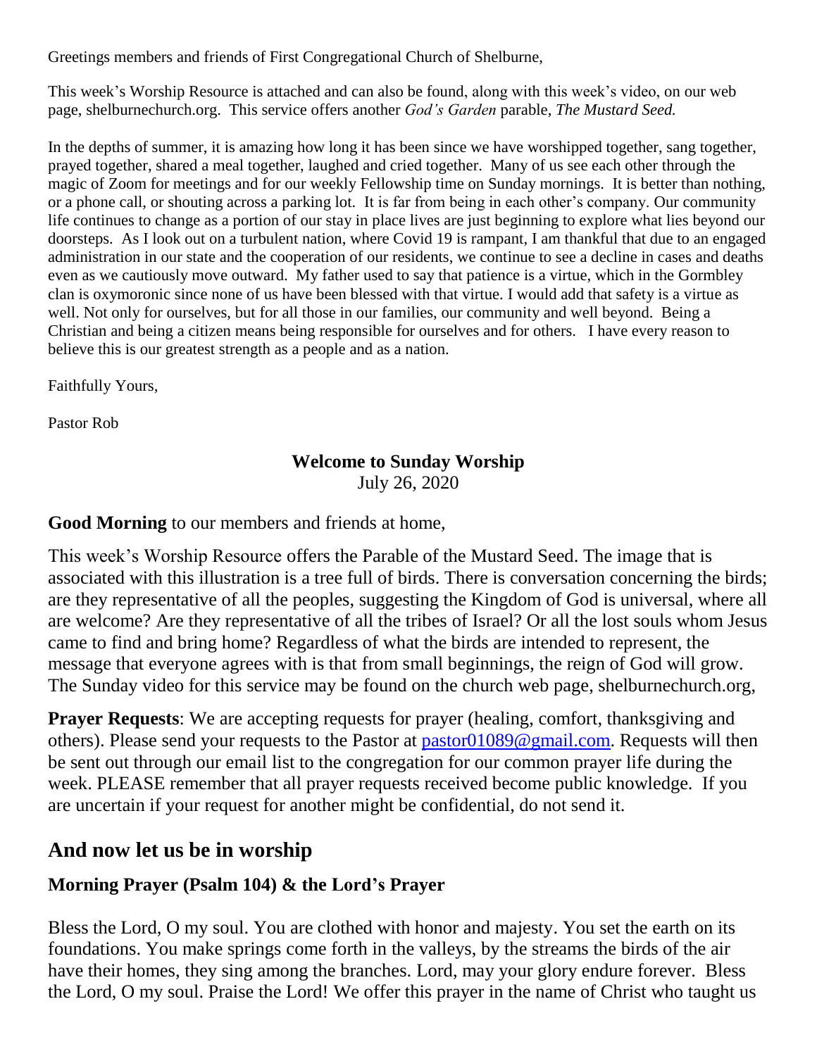Greetings members and friends of First Congregational Church of Shelburne,

This week's Worship Resource is attached and can also be found, along with this week's video, on our web page, shelburnechurch.org. This service offers another *God's Garden* parable, *The Mustard Seed.*

In the depths of summer, it is amazing how long it has been since we have worshipped together, sang together, prayed together, shared a meal together, laughed and cried together. Many of us see each other through the magic of Zoom for meetings and for our weekly Fellowship time on Sunday mornings. It is better than nothing, or a phone call, or shouting across a parking lot. It is far from being in each other's company. Our community life continues to change as a portion of our stay in place lives are just beginning to explore what lies beyond our doorsteps. As I look out on a turbulent nation, where Covid 19 is rampant, I am thankful that due to an engaged administration in our state and the cooperation of our residents, we continue to see a decline in cases and deaths even as we cautiously move outward. My father used to say that patience is a virtue, which in the Gormbley clan is oxymoronic since none of us have been blessed with that virtue. I would add that safety is a virtue as well. Not only for ourselves, but for all those in our families, our community and well beyond. Being a Christian and being a citizen means being responsible for ourselves and for others. I have every reason to believe this is our greatest strength as a people and as a nation.

Faithfully Yours,

Pastor Rob

**Welcome to Sunday Worship**
July 26, 2020

**Good Morning** to our members and friends at home,

This week's Worship Resource offers the Parable of the Mustard Seed. The image that is associated with this illustration is a tree full of birds. There is conversation concerning the birds; are they representative of all the peoples, suggesting the Kingdom of God is universal, where all are welcome? Are they representative of all the tribes of Israel? Or all the lost souls whom Jesus came to find and bring home? Regardless of what the birds are intended to represent, the message that everyone agrees with is that from small beginnings, the reign of God will grow. The Sunday video for this service may be found on the church web page, shelburnechurch.org,

**Prayer Requests**: We are accepting requests for prayer (healing, comfort, thanksgiving and others). Please send your requests to the Pastor at pastor01089@gmail.com. Requests will then be sent out through our email list to the congregation for our common prayer life during the week. PLEASE remember that all prayer requests received become public knowledge. If you are uncertain if your request for another might be confidential, do not send it.

## And now let us be in worship

### Morning Prayer (Psalm 104) & the Lord's Prayer

Bless the Lord, O my soul. You are clothed with honor and majesty. You set the earth on its foundations. You make springs come forth in the valleys, by the streams the birds of the air have their homes, they sing among the branches. Lord, may your glory endure forever. Bless the Lord, O my soul. Praise the Lord! We offer this prayer in the name of Christ who taught us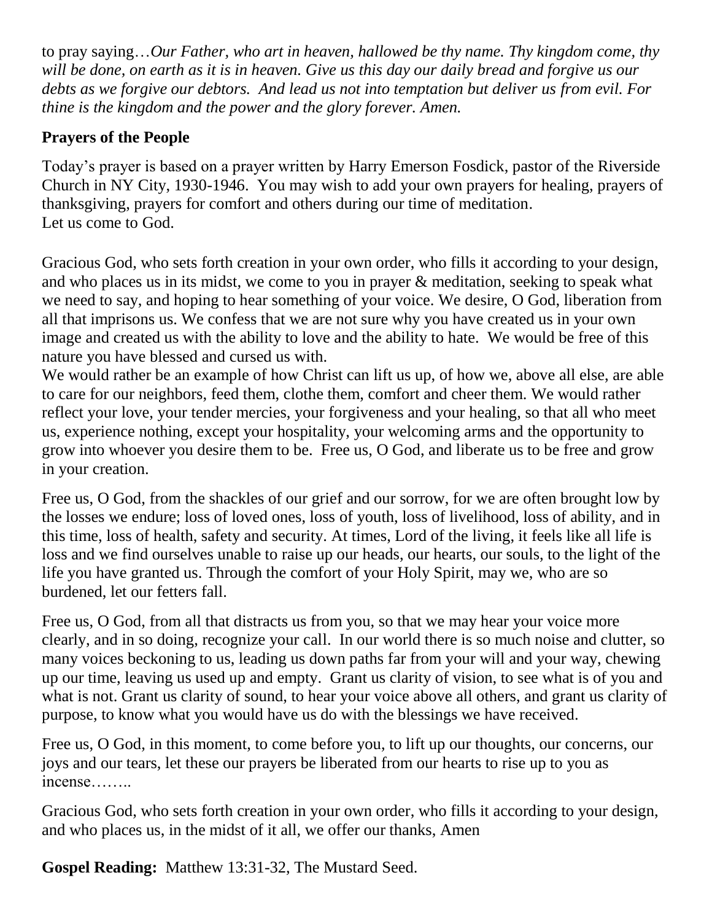to pray saying…*Our Father, who art in heaven, hallowed be thy name. Thy kingdom come, thy will be done, on earth as it is in heaven. Give us this day our daily bread and forgive us our debts as we forgive our debtors. And lead us not into temptation but deliver us from evil. For thine is the kingdom and the power and the glory forever. Amen.*

**Prayers of the People**

Today's prayer is based on a prayer written by Harry Emerson Fosdick, pastor of the Riverside Church in NY City, 1930-1946. You may wish to add your own prayers for healing, prayers of thanksgiving, prayers for comfort and others during our time of meditation.
Let us come to God.

Gracious God, who sets forth creation in your own order, who fills it according to your design, and who places us in its midst, we come to you in prayer & meditation, seeking to speak what we need to say, and hoping to hear something of your voice. We desire, O God, liberation from all that imprisons us. We confess that we are not sure why you have created us in your own image and created us with the ability to love and the ability to hate. We would be free of this nature you have blessed and cursed us with.
We would rather be an example of how Christ can lift us up, of how we, above all else, are able to care for our neighbors, feed them, clothe them, comfort and cheer them. We would rather reflect your love, your tender mercies, your forgiveness and your healing, so that all who meet us, experience nothing, except your hospitality, your welcoming arms and the opportunity to grow into whoever you desire them to be. Free us, O God, and liberate us to be free and grow in your creation.

Free us, O God, from the shackles of our grief and our sorrow, for we are often brought low by the losses we endure; loss of loved ones, loss of youth, loss of livelihood, loss of ability, and in this time, loss of health, safety and security. At times, Lord of the living, it feels like all life is loss and we find ourselves unable to raise up our heads, our hearts, our souls, to the light of the life you have granted us. Through the comfort of your Holy Spirit, may we, who are so burdened, let our fetters fall.

Free us, O God, from all that distracts us from you, so that we may hear your voice more clearly, and in so doing, recognize your call. In our world there is so much noise and clutter, so many voices beckoning to us, leading us down paths far from your will and your way, chewing up our time, leaving us used up and empty. Grant us clarity of vision, to see what is of you and what is not. Grant us clarity of sound, to hear your voice above all others, and grant us clarity of purpose, to know what you would have us do with the blessings we have received.

Free us, O God, in this moment, to come before you, to lift up our thoughts, our concerns, our joys and our tears, let these our prayers be liberated from our hearts to rise up to you as incense……..

Gracious God, who sets forth creation in your own order, who fills it according to your design, and who places us, in the midst of it all, we offer our thanks, Amen

**Gospel Reading:** Matthew 13:31-32, The Mustard Seed.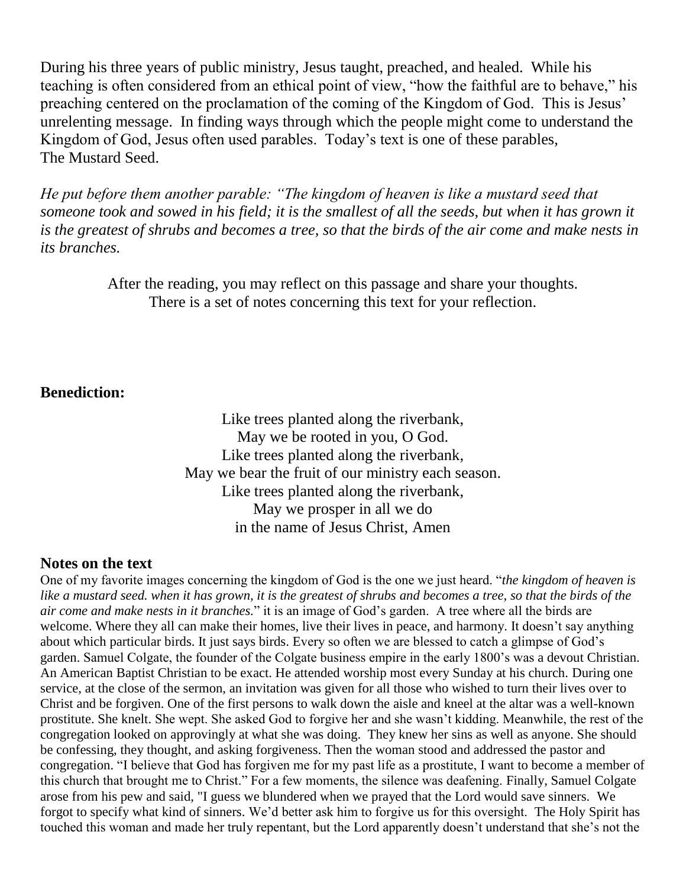During his three years of public ministry, Jesus taught, preached, and healed. While his teaching is often considered from an ethical point of view, "how the faithful are to behave," his preaching centered on the proclamation of the coming of the Kingdom of God. This is Jesus' unrelenting message. In finding ways through which the people might come to understand the Kingdom of God, Jesus often used parables. Today's text is one of these parables, The Mustard Seed.

*He put before them another parable: "The kingdom of heaven is like a mustard seed that someone took and sowed in his field; it is the smallest of all the seeds, but when it has grown it is the greatest of shrubs and becomes a tree, so that the birds of the air come and make nests in its branches.*

After the reading, you may reflect on this passage and share your thoughts.
There is a set of notes concerning this text for your reflection.

**Benediction:**

Like trees planted along the riverbank,
May we be rooted in you, O God.
Like trees planted along the riverbank,
May we bear the fruit of our ministry each season.
Like trees planted along the riverbank,
May we prosper in all we do
in the name of Jesus Christ, Amen

## Notes on the text

One of my favorite images concerning the kingdom of God is the one we just heard. "*the kingdom of heaven is like a mustard seed. when it has grown, it is the greatest of shrubs and becomes a tree, so that the birds of the air come and make nests in it branches.*" it is an image of God's garden. A tree where all the birds are welcome. Where they all can make their homes, live their lives in peace, and harmony. It doesn't say anything about which particular birds. It just says birds. Every so often we are blessed to catch a glimpse of God's garden. Samuel Colgate, the founder of the Colgate business empire in the early 1800's was a devout Christian. An American Baptist Christian to be exact. He attended worship most every Sunday at his church. During one service, at the close of the sermon, an invitation was given for all those who wished to turn their lives over to Christ and be forgiven. One of the first persons to walk down the aisle and kneel at the altar was a well-known prostitute. She knelt. She wept. She asked God to forgive her and she wasn't kidding. Meanwhile, the rest of the congregation looked on approvingly at what she was doing. They knew her sins as well as anyone. She should be confessing, they thought, and asking forgiveness. Then the woman stood and addressed the pastor and congregation. "I believe that God has forgiven me for my past life as a prostitute, I want to become a member of this church that brought me to Christ." For a few moments, the silence was deafening. Finally, Samuel Colgate arose from his pew and said, "I guess we blundered when we prayed that the Lord would save sinners. We forgot to specify what kind of sinners. We'd better ask him to forgive us for this oversight. The Holy Spirit has touched this woman and made her truly repentant, but the Lord apparently doesn't understand that she's not the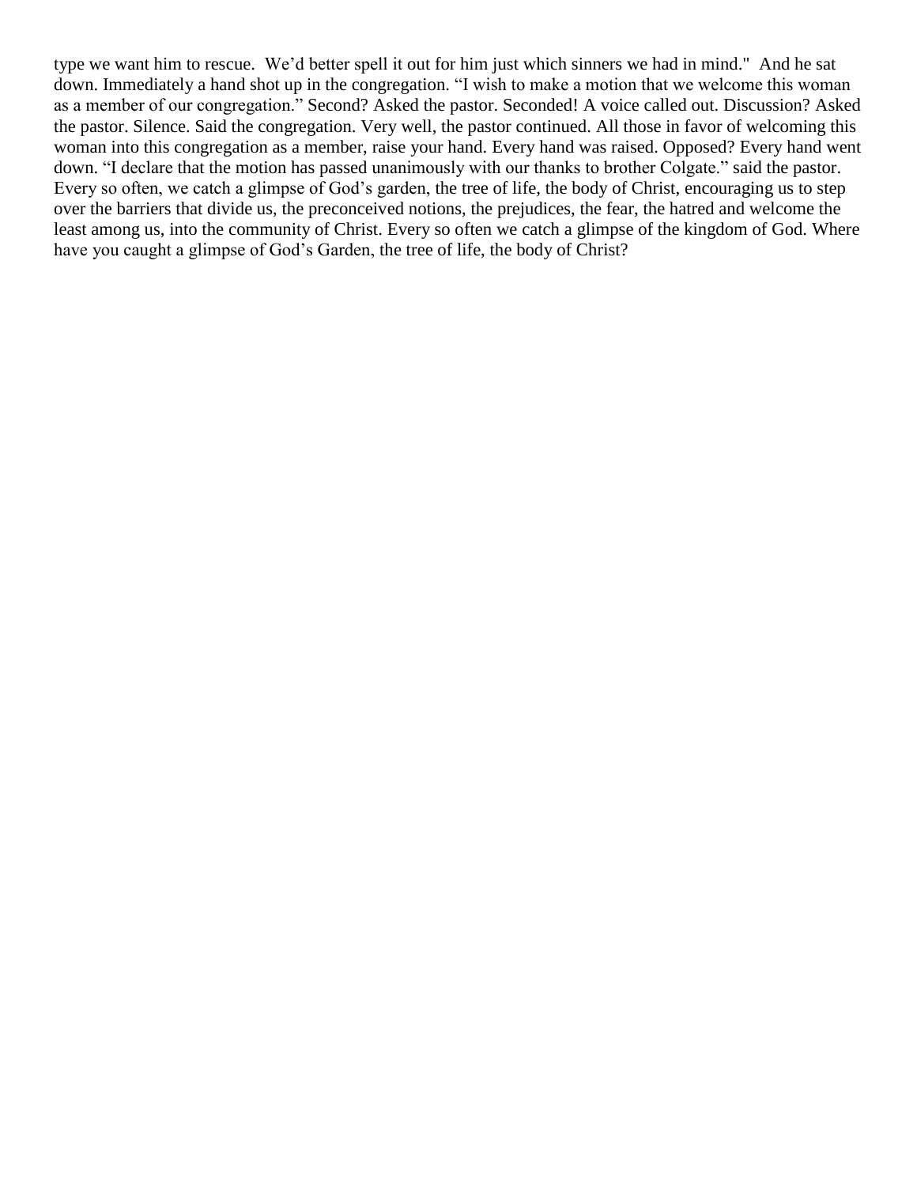type we want him to rescue. We'd better spell it out for him just which sinners we had in mind." And he sat down. Immediately a hand shot up in the congregation. "I wish to make a motion that we welcome this woman as a member of our congregation." Second? Asked the pastor. Seconded! A voice called out. Discussion? Asked the pastor. Silence. Said the congregation. Very well, the pastor continued. All those in favor of welcoming this woman into this congregation as a member, raise your hand. Every hand was raised. Opposed? Every hand went down. "I declare that the motion has passed unanimously with our thanks to brother Colgate." said the pastor. Every so often, we catch a glimpse of God's garden, the tree of life, the body of Christ, encouraging us to step over the barriers that divide us, the preconceived notions, the prejudices, the fear, the hatred and welcome the least among us, into the community of Christ. Every so often we catch a glimpse of the kingdom of God. Where have you caught a glimpse of God's Garden, the tree of life, the body of Christ?